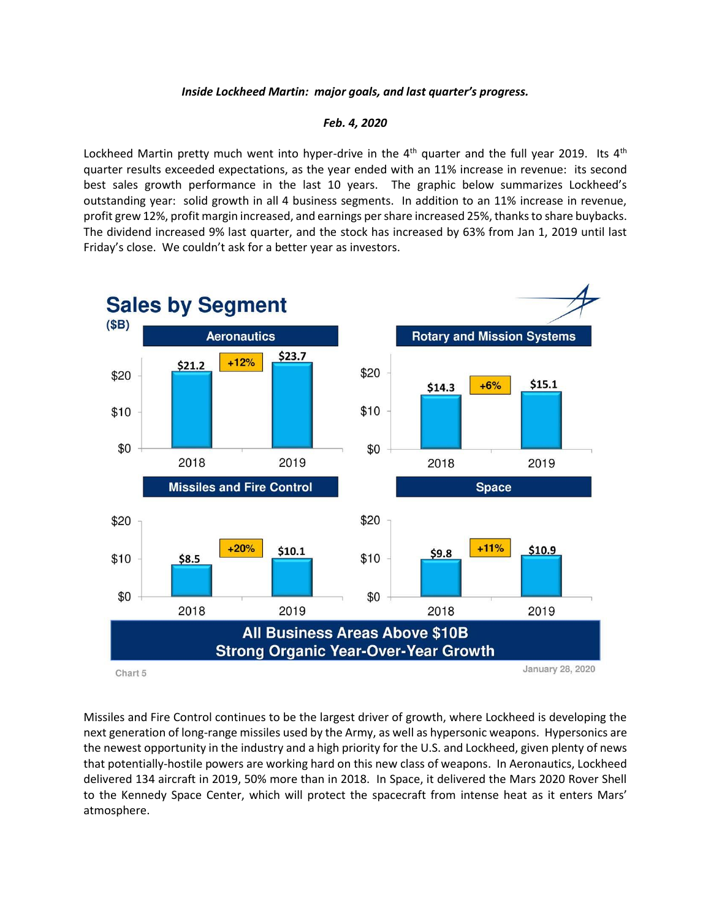*Inside Lockheed Martin: major goals, and last quarter's progress.*

*Feb. 4, 2020*

Lockheed Martin pretty much went into hyper-drive in the 4th quarter and the full year 2019. Its 4th quarter results exceeded expectations, as the year ended with an 11% increase in revenue: its second best sales growth performance in the last 10 years. The graphic below summarizes Lockheed's outstanding year: solid growth in all 4 business segments. In addition to an 11% increase in revenue, profit grew 12%, profit margin increased, and earnings per share increased 25%, thanks to share buybacks. The dividend increased 9% last quarter, and the stock has increased by 63% from Jan 1, 2019 until last Friday's close. We couldn't ask for a better year as investors.

**Sales by Segment**
($B)

| Segment | 2018 | 2019 | Change |
|---|---|---|---|
| Aeronautics | $21.2 | $23.7 | +12% |
| Rotary and Mission Systems | $14.3 | $15.1 | +6% |
| Missiles and Fire Control | $8.5 | $10.1 | +20% |
| Space | $9.8 | $10.9 | +11% |

**All Business Areas Above $10B**
**Strong Organic Year-Over-Year Growth**

Chart 5 — January 28, 2020

Missiles and Fire Control continues to be the largest driver of growth, where Lockheed is developing the next generation of long-range missiles used by the Army, as well as hypersonic weapons. Hypersonics are the newest opportunity in the industry and a high priority for the U.S. and Lockheed, given plenty of news that potentially-hostile powers are working hard on this new class of weapons. In Aeronautics, Lockheed delivered 134 aircraft in 2019, 50% more than in 2018. In Space, it delivered the Mars 2020 Rover Shell to the Kennedy Space Center, which will protect the spacecraft from intense heat as it enters Mars' atmosphere.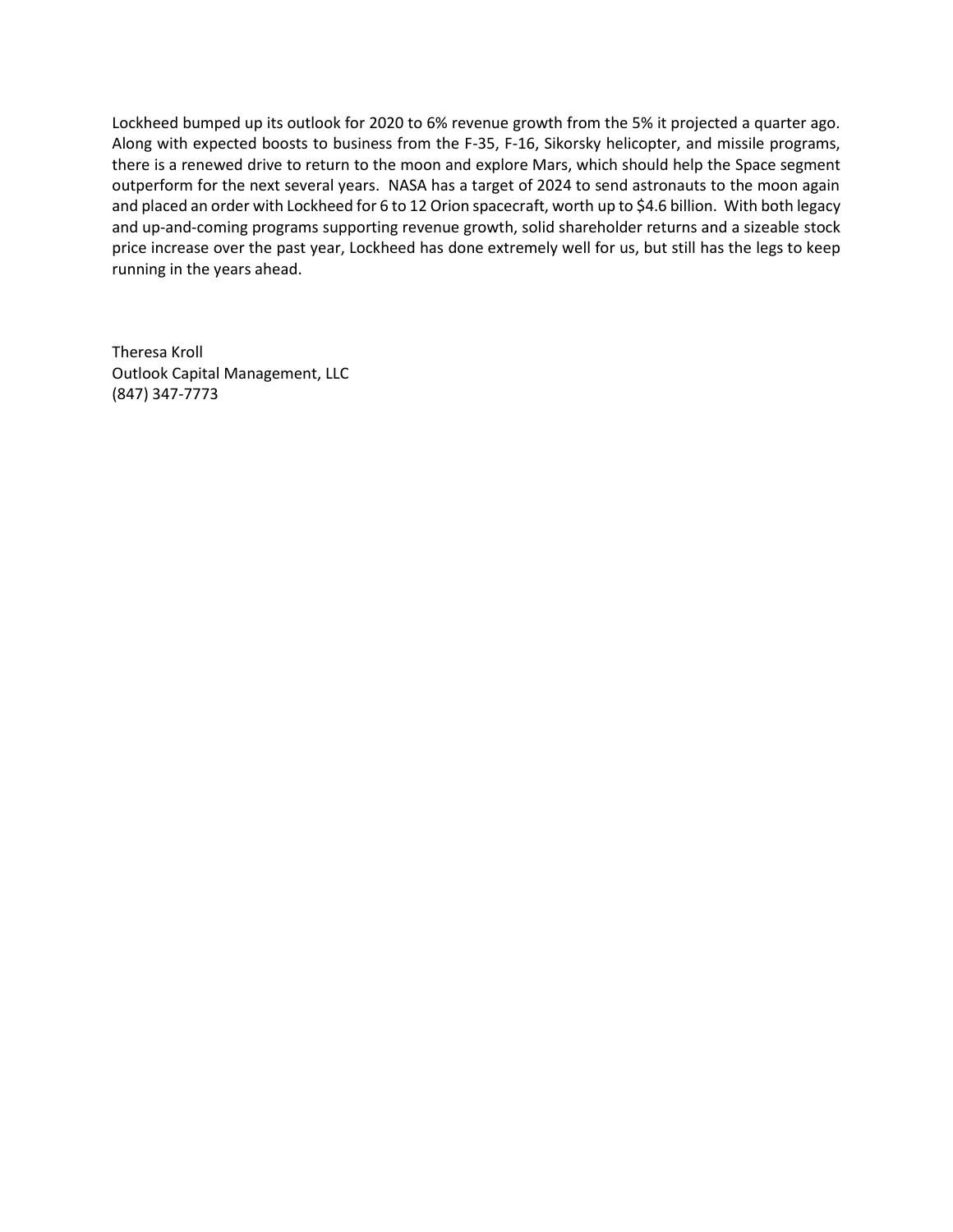Lockheed bumped up its outlook for 2020 to 6% revenue growth from the 5% it projected a quarter ago. Along with expected boosts to business from the F-35, F-16, Sikorsky helicopter, and missile programs, there is a renewed drive to return to the moon and explore Mars, which should help the Space segment outperform for the next several years. NASA has a target of 2024 to send astronauts to the moon again and placed an order with Lockheed for 6 to 12 Orion spacecraft, worth up to $4.6 billion. With both legacy and up-and-coming programs supporting revenue growth, solid shareholder returns and a sizeable stock price increase over the past year, Lockheed has done extremely well for us, but still has the legs to keep running in the years ahead.

Theresa Kroll  
Outlook Capital Management, LLC  
(847) 347-7773